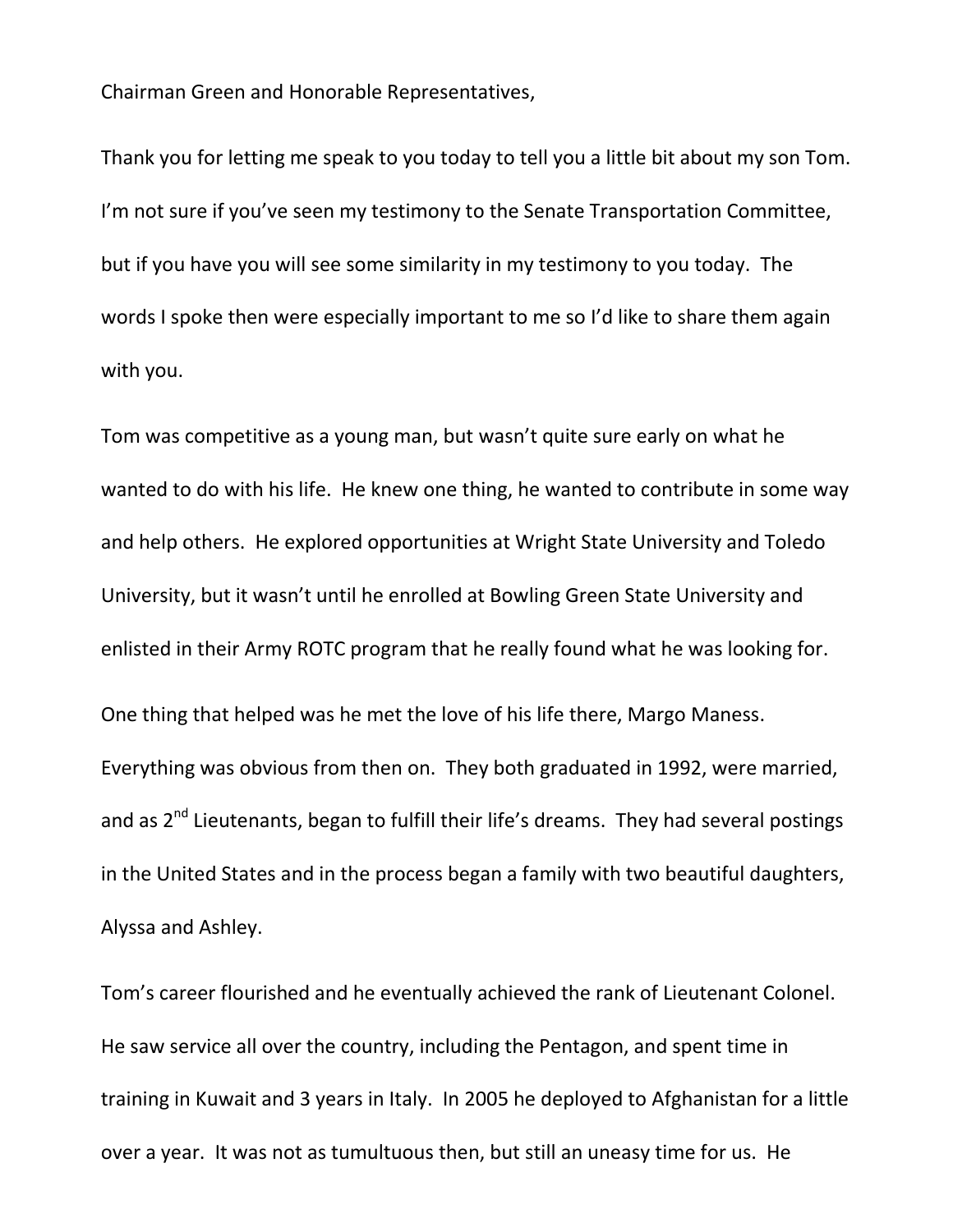Chairman Green and Honorable Representatives,

Thank you for letting me speak to you today to tell you a little bit about my son Tom. I'm not sure if you've seen my testimony to the Senate Transportation Committee, but if you have you will see some similarity in my testimony to you today. The words I spoke then were especially important to me so I'd like to share them again with you.

Tom was competitive as a young man, but wasn't quite sure early on what he wanted to do with his life. He knew one thing, he wanted to contribute in some way and help others. He explored opportunities at Wright State University and Toledo University, but it wasn't until he enrolled at Bowling Green State University and enlisted in their Army ROTC program that he really found what he was looking for.

One thing that helped was he met the love of his life there, Margo Maness. Everything was obvious from then on. They both graduated in 1992, were married, and as 2nd Lieutenants, began to fulfill their life's dreams. They had several postings in the United States and in the process began a family with two beautiful daughters, Alyssa and Ashley.

Tom's career flourished and he eventually achieved the rank of Lieutenant Colonel. He saw service all over the country, including the Pentagon, and spent time in training in Kuwait and 3 years in Italy. In 2005 he deployed to Afghanistan for a little over a year. It was not as tumultuous then, but still an uneasy time for us. He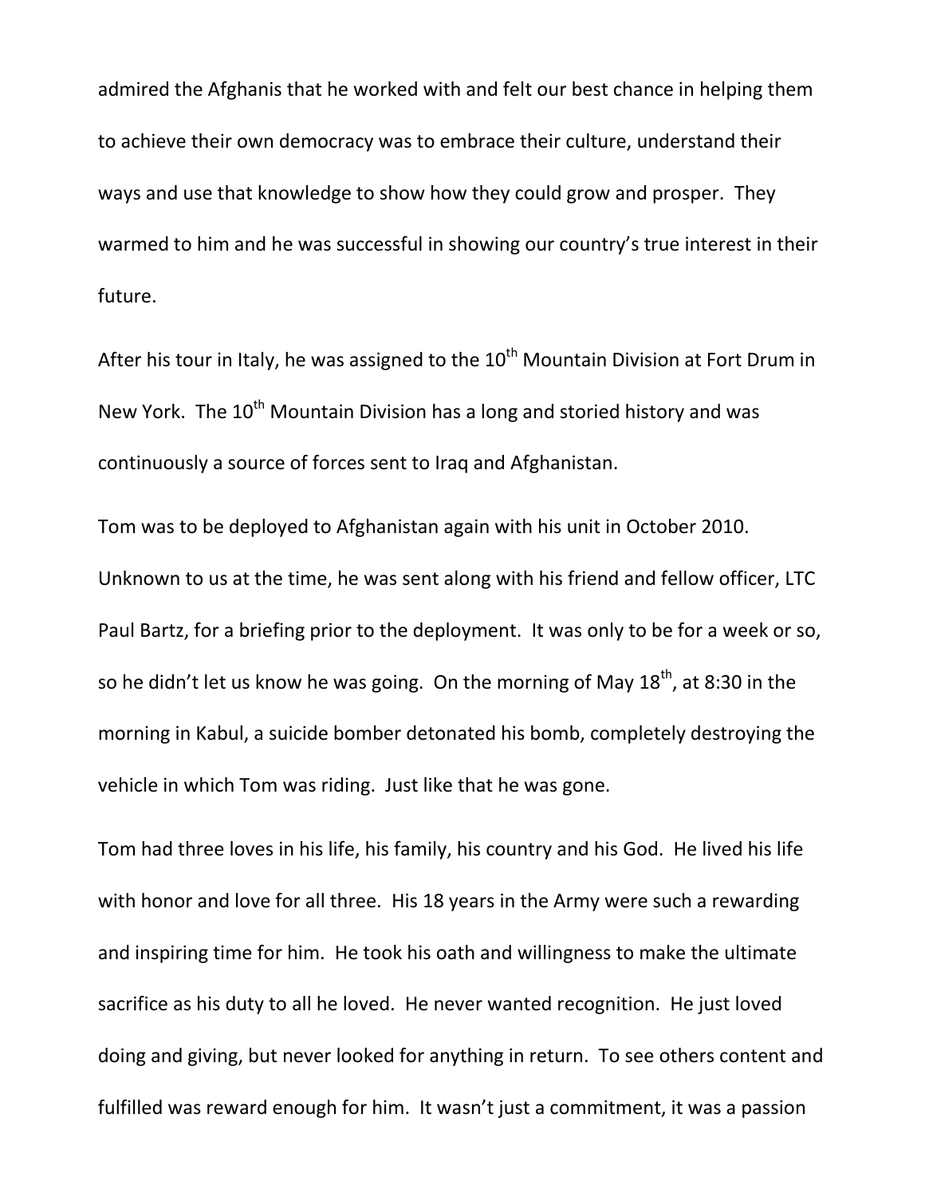admired the Afghanis that he worked with and felt our best chance in helping them to achieve their own democracy was to embrace their culture, understand their ways and use that knowledge to show how they could grow and prosper. They warmed to him and he was successful in showing our country's true interest in their future.

After his tour in Italy, he was assigned to the 10th Mountain Division at Fort Drum in New York. The 10th Mountain Division has a long and storied history and was continuously a source of forces sent to Iraq and Afghanistan.

Tom was to be deployed to Afghanistan again with his unit in October 2010. Unknown to us at the time, he was sent along with his friend and fellow officer, LTC Paul Bartz, for a briefing prior to the deployment. It was only to be for a week or so, so he didn't let us know he was going. On the morning of May 18th, at 8:30 in the morning in Kabul, a suicide bomber detonated his bomb, completely destroying the vehicle in which Tom was riding. Just like that he was gone.

Tom had three loves in his life, his family, his country and his God. He lived his life with honor and love for all three. His 18 years in the Army were such a rewarding and inspiring time for him. He took his oath and willingness to make the ultimate sacrifice as his duty to all he loved. He never wanted recognition. He just loved doing and giving, but never looked for anything in return. To see others content and fulfilled was reward enough for him. It wasn't just a commitment, it was a passion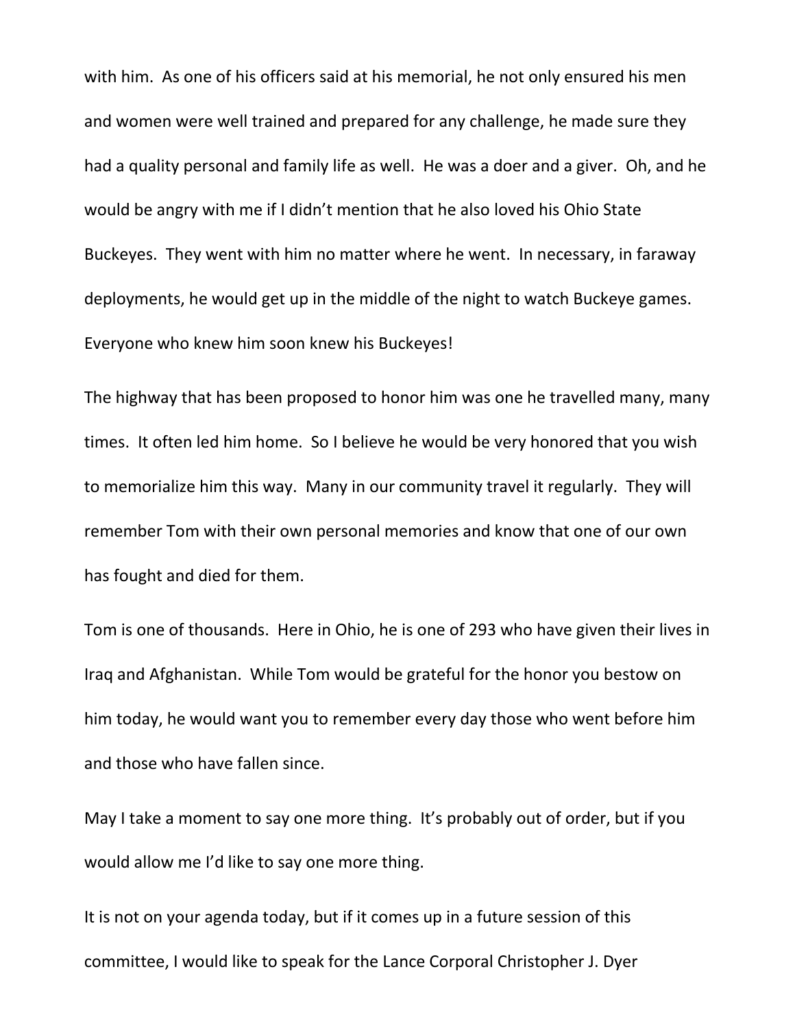with him. As one of his officers said at his memorial, he not only ensured his men and women were well trained and prepared for any challenge, he made sure they had a quality personal and family life as well. He was a doer and a giver. Oh, and he would be angry with me if I didn't mention that he also loved his Ohio State Buckeyes. They went with him no matter where he went. In necessary, in faraway deployments, he would get up in the middle of the night to watch Buckeye games. Everyone who knew him soon knew his Buckeyes!

The highway that has been proposed to honor him was one he travelled many, many times. It often led him home. So I believe he would be very honored that you wish to memorialize him this way. Many in our community travel it regularly. They will remember Tom with their own personal memories and know that one of our own has fought and died for them.

Tom is one of thousands. Here in Ohio, he is one of 293 who have given their lives in Iraq and Afghanistan. While Tom would be grateful for the honor you bestow on him today, he would want you to remember every day those who went before him and those who have fallen since.

May I take a moment to say one more thing. It's probably out of order, but if you would allow me I'd like to say one more thing.

It is not on your agenda today, but if it comes up in a future session of this committee, I would like to speak for the Lance Corporal Christopher J. Dyer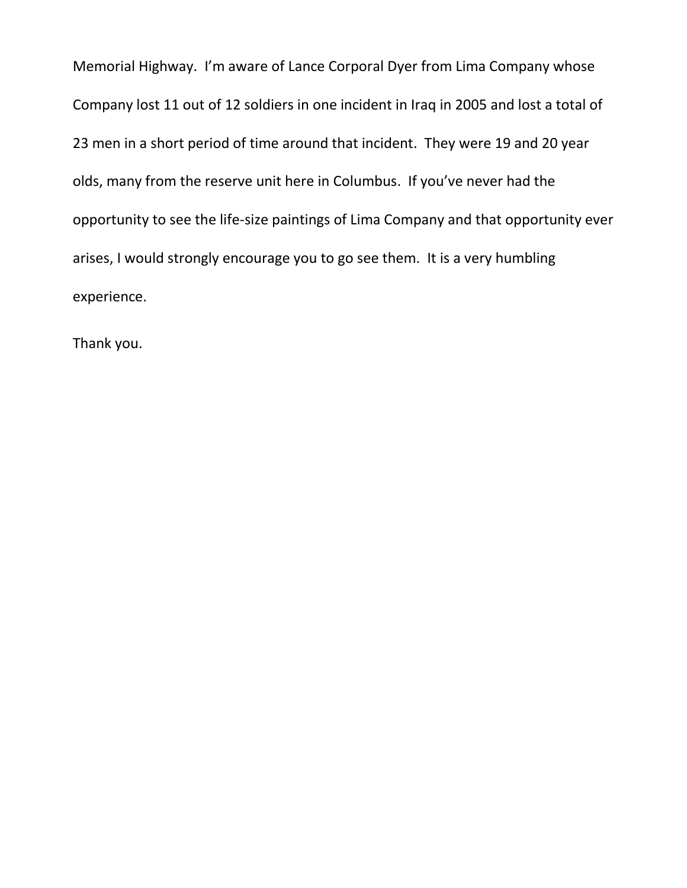Memorial Highway. I'm aware of Lance Corporal Dyer from Lima Company whose Company lost 11 out of 12 soldiers in one incident in Iraq in 2005 and lost a total of 23 men in a short period of time around that incident. They were 19 and 20 year olds, many from the reserve unit here in Columbus. If you've never had the opportunity to see the life-size paintings of Lima Company and that opportunity ever arises, I would strongly encourage you to go see them. It is a very humbling experience.

Thank you.